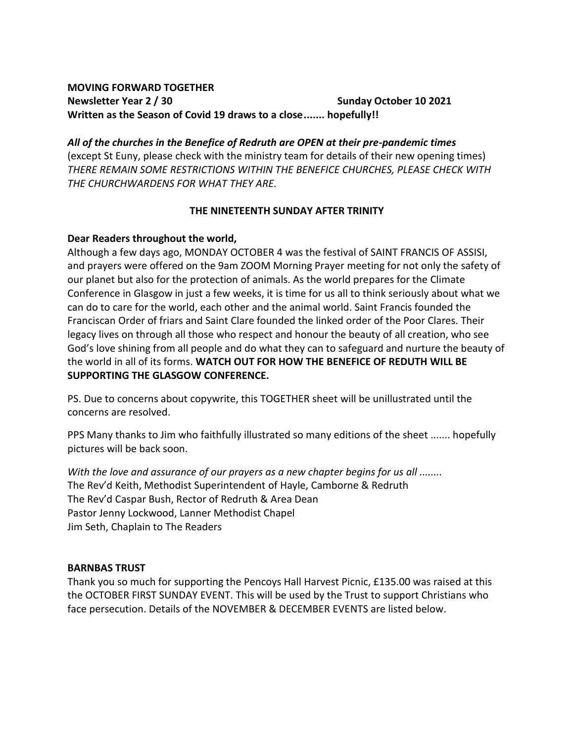**MOVING FORWARD TOGETHER**

**Newsletter Year 2 / 30** **Sunday October 10 2021**

**Written as the Season of Covid 19 draws to a close....... hopefully!!**

***All of the churches in the Benefice of Redruth are OPEN at their pre-pandemic times***
(except St Euny, please check with the ministry team for details of their new opening times)
*THERE REMAIN SOME RESTRICTIONS WITHIN THE BENEFICE CHURCHES, PLEASE CHECK WITH THE CHURCHWARDENS FOR WHAT THEY ARE.*

**THE NINETEENTH SUNDAY AFTER TRINITY**

**Dear Readers throughout the world,**

Although a few days ago, MONDAY OCTOBER 4 was the festival of SAINT FRANCIS OF ASSISI, and prayers were offered on the 9am ZOOM Morning Prayer meeting for not only the safety of our planet but also for the protection of animals. As the world prepares for the Climate Conference in Glasgow in just a few weeks, it is time for us all to think seriously about what we can do to care for the world, each other and the animal world. Saint Francis founded the Franciscan Order of friars and Saint Clare founded the linked order of the Poor Clares. Their legacy lives on through all those who respect and honour the beauty of all creation, who see God's love shining from all people and do what they can to safeguard and nurture the beauty of the world in all of its forms. **WATCH OUT FOR HOW THE BENEFICE OF REDUTH WILL BE SUPPORTING THE GLASGOW CONFERENCE.**

PS. Due to concerns about copywrite, this TOGETHER sheet will be unillustrated until the concerns are resolved.

PPS Many thanks to Jim who faithfully illustrated so many editions of the sheet ....... hopefully pictures will be back soon.

*With the love and assurance of our prayers as a new chapter begins for us all ........*
The Rev'd Keith, Methodist Superintendent of Hayle, Camborne & Redruth
The Rev'd Caspar Bush, Rector of Redruth & Area Dean
Pastor Jenny Lockwood, Lanner Methodist Chapel
Jim Seth, Chaplain to The Readers

**BARNBAS TRUST**

Thank you so much for supporting the Pencoys Hall Harvest Picnic, £135.00 was raised at this the OCTOBER FIRST SUNDAY EVENT. This will be used by the Trust to support Christians who face persecution. Details of the NOVEMBER & DECEMBER EVENTS are listed below.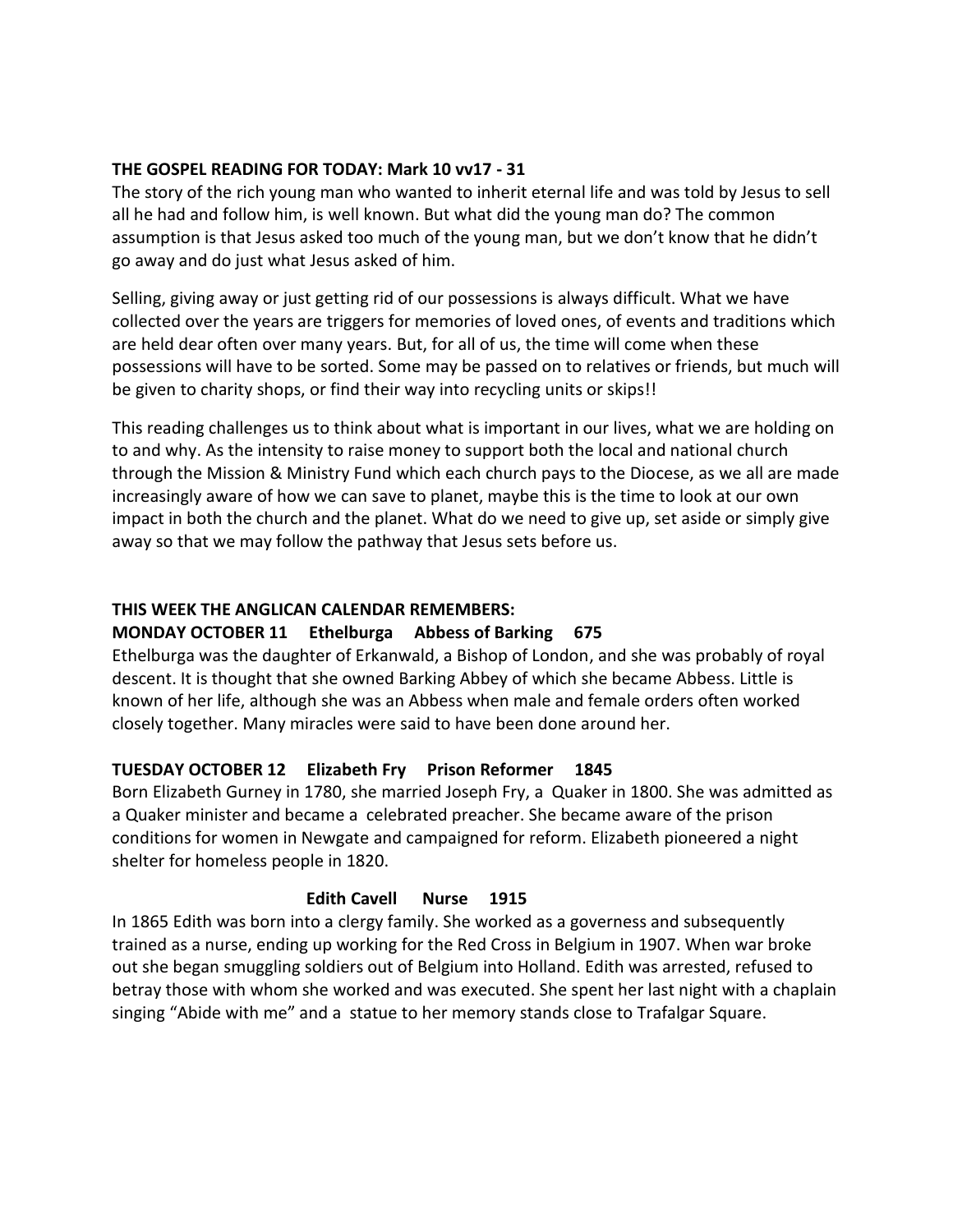**THE GOSPEL READING FOR TODAY: Mark 10 vv17 - 31**

The story of the rich young man who wanted to inherit eternal life and was told by Jesus to sell all he had and follow him, is well known. But what did the young man do? The common assumption is that Jesus asked too much of the young man, but we don't know that he didn't go away and do just what Jesus asked of him.

Selling, giving away or just getting rid of our possessions is always difficult. What we have collected over the years are triggers for memories of loved ones, of events and traditions which are held dear often over many years. But, for all of us, the time will come when these possessions will have to be sorted. Some may be passed on to relatives or friends, but much will be given to charity shops, or find their way into recycling units or skips!!

This reading challenges us to think about what is important in our lives, what we are holding on to and why. As the intensity to raise money to support both the local and national church through the Mission & Ministry Fund which each church pays to the Diocese, as we all are made increasingly aware of how we can save to planet, maybe this is the time to look at our own impact in both the church and the planet. What do we need to give up, set aside or simply give away so that we may follow the pathway that Jesus sets before us.

**THIS WEEK THE ANGLICAN CALENDAR REMEMBERS:**

**MONDAY OCTOBER 11 Ethelburga Abbess of Barking 675**

Ethelburga was the daughter of Erkanwald, a Bishop of London, and she was probably of royal descent. It is thought that she owned Barking Abbey of which she became Abbess. Little is known of her life, although she was an Abbess when male and female orders often worked closely together. Many miracles were said to have been done around her.

**TUESDAY OCTOBER 12 Elizabeth Fry Prison Reformer 1845**

Born Elizabeth Gurney in 1780, she married Joseph Fry, a Quaker in 1800. She was admitted as a Quaker minister and became a celebrated preacher. She became aware of the prison conditions for women in Newgate and campaigned for reform. Elizabeth pioneered a night shelter for homeless people in 1820.

**Edith Cavell Nurse 1915**

In 1865 Edith was born into a clergy family. She worked as a governess and subsequently trained as a nurse, ending up working for the Red Cross in Belgium in 1907. When war broke out she began smuggling soldiers out of Belgium into Holland. Edith was arrested, refused to betray those with whom she worked and was executed. She spent her last night with a chaplain singing "Abide with me" and a statue to her memory stands close to Trafalgar Square.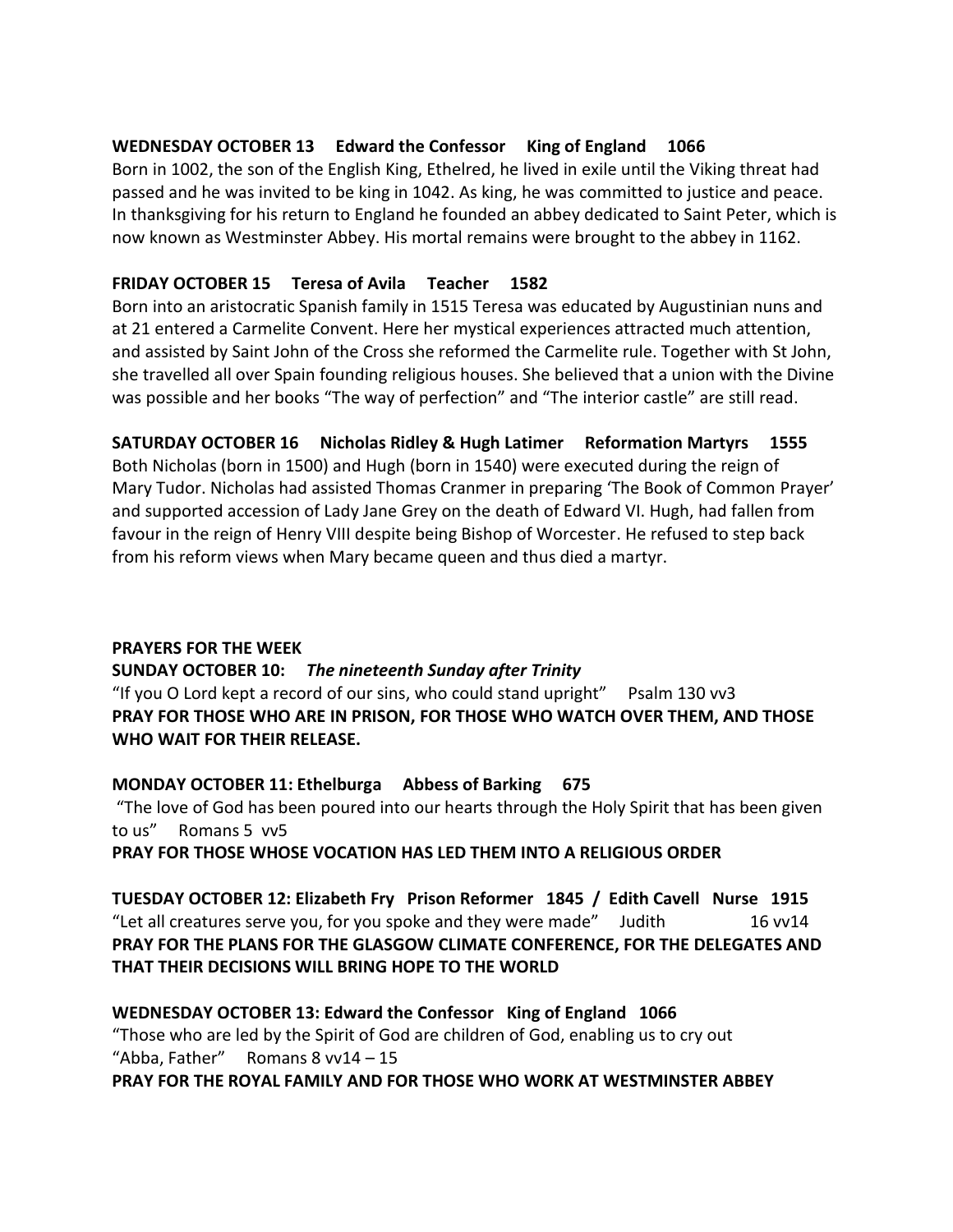**WEDNESDAY OCTOBER 13 Edward the Confessor King of England 1066**
Born in 1002, the son of the English King, Ethelred, he lived in exile until the Viking threat had passed and he was invited to be king in 1042. As king, he was committed to justice and peace. In thanksgiving for his return to England he founded an abbey dedicated to Saint Peter, which is now known as Westminster Abbey. His mortal remains were brought to the abbey in 1162.

**FRIDAY OCTOBER 15 Teresa of Avila Teacher 1582**
Born into an aristocratic Spanish family in 1515 Teresa was educated by Augustinian nuns and at 21 entered a Carmelite Convent. Here her mystical experiences attracted much attention, and assisted by Saint John of the Cross she reformed the Carmelite rule. Together with St John, she travelled all over Spain founding religious houses. She believed that a union with the Divine was possible and her books "The way of perfection" and "The interior castle" are still read.

**SATURDAY OCTOBER 16 Nicholas Ridley & Hugh Latimer Reformation Martyrs 1555**
Both Nicholas (born in 1500) and Hugh (born in 1540) were executed during the reign of Mary Tudor. Nicholas had assisted Thomas Cranmer in preparing 'The Book of Common Prayer' and supported accession of Lady Jane Grey on the death of Edward VI. Hugh, had fallen from favour in the reign of Henry VIII despite being Bishop of Worcester. He refused to step back from his reform views when Mary became queen and thus died a martyr.

**PRAYERS FOR THE WEEK**

**SUNDAY OCTOBER 10:** ***The nineteenth Sunday after Trinity***
"If you O Lord kept a record of our sins, who could stand upright" Psalm 130 vv3
**PRAY FOR THOSE WHO ARE IN PRISON, FOR THOSE WHO WATCH OVER THEM, AND THOSE WHO WAIT FOR THEIR RELEASE.**

**MONDAY OCTOBER 11: Ethelburga Abbess of Barking 675**
"The love of God has been poured into our hearts through the Holy Spirit that has been given to us" Romans 5 vv5
**PRAY FOR THOSE WHOSE VOCATION HAS LED THEM INTO A RELIGIOUS ORDER**

**TUESDAY OCTOBER 12: Elizabeth Fry Prison Reformer 1845 / Edith Cavell Nurse 1915**
"Let all creatures serve you, for you spoke and they were made" Judith 16 vv14
**PRAY FOR THE PLANS FOR THE GLASGOW CLIMATE CONFERENCE, FOR THE DELEGATES AND THAT THEIR DECISIONS WILL BRING HOPE TO THE WORLD**

**WEDNESDAY OCTOBER 13: Edward the Confessor King of England 1066**
"Those who are led by the Spirit of God are children of God, enabling us to cry out "Abba, Father" Romans 8 vv14 – 15
**PRAY FOR THE ROYAL FAMILY AND FOR THOSE WHO WORK AT WESTMINSTER ABBEY**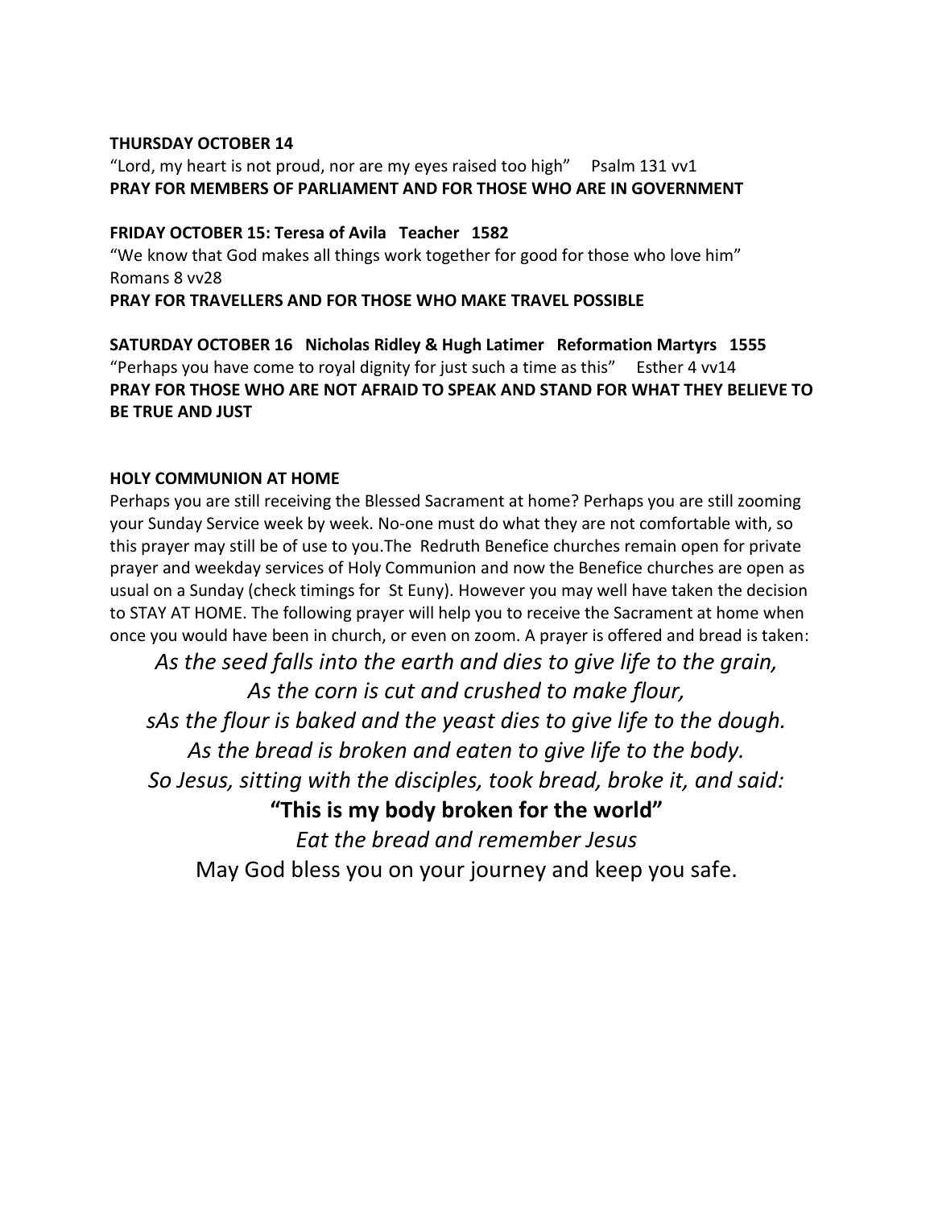**THURSDAY OCTOBER 14**

"Lord, my heart is not proud, nor are my eyes raised too high"   Psalm 131 vv1

**PRAY FOR MEMBERS OF PARLIAMENT AND FOR THOSE WHO ARE IN GOVERNMENT**

**FRIDAY OCTOBER 15: Teresa of Avila   Teacher   1582**

"We know that God makes all things work together for good for those who love him"
Romans 8 vv28

**PRAY FOR TRAVELLERS AND FOR THOSE WHO MAKE TRAVEL POSSIBLE**

**SATURDAY OCTOBER 16   Nicholas Ridley & Hugh Latimer   Reformation Martyrs   1555**

"Perhaps you have come to royal dignity for just such a time as this"   Esther 4 vv14

**PRAY FOR THOSE WHO ARE NOT AFRAID TO SPEAK AND STAND FOR WHAT THEY BELIEVE TO BE TRUE AND JUST**

**HOLY COMMUNION AT HOME**

Perhaps you are still receiving the Blessed Sacrament at home? Perhaps you are still zooming your Sunday Service week by week. No-one must do what they are not comfortable with, so this prayer may still be of use to you.The  Redruth Benefice churches remain open for private prayer and weekday services of Holy Communion and now the Benefice churches are open as usual on a Sunday (check timings for  St Euny). However you may well have taken the decision to STAY AT HOME. The following prayer will help you to receive the Sacrament at home when once you would have been in church, or even on zoom. A prayer is offered and bread is taken:

*As the seed falls into the earth and dies to give life to the grain,*
*As the corn is cut and crushed to make flour,*
*sAs the flour is baked and the yeast dies to give life to the dough.*
*As the bread is broken and eaten to give life to the body.*
*So Jesus, sitting with the disciples, took bread, broke it, and said:*

**"This is my body broken for the world"**

*Eat the bread and remember Jesus*

May God bless you on your journey and keep you safe.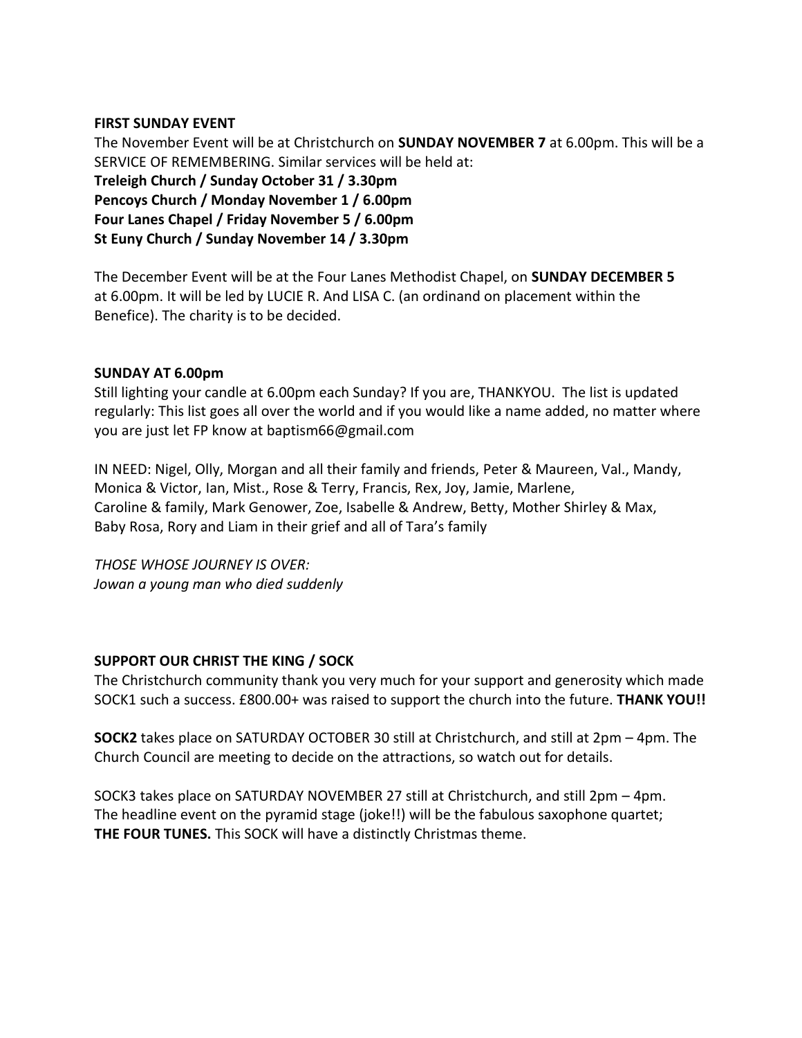**FIRST SUNDAY EVENT**

The November Event will be at Christchurch on **SUNDAY NOVEMBER 7** at 6.00pm. This will be a SERVICE OF REMEMBERING. Similar services will be held at:

**Treleigh Church / Sunday October 31 / 3.30pm**
**Pencoys Church / Monday November 1 / 6.00pm**
**Four Lanes Chapel / Friday November 5 / 6.00pm**
**St Euny Church / Sunday November 14 / 3.30pm**

The December Event will be at the Four Lanes Methodist Chapel, on **SUNDAY DECEMBER 5** at 6.00pm. It will be led by LUCIE R. And LISA C. (an ordinand on placement within the Benefice). The charity is to be decided.

**SUNDAY AT 6.00pm**

Still lighting your candle at 6.00pm each Sunday? If you are, THANKYOU. The list is updated regularly: This list goes all over the world and if you would like a name added, no matter where you are just let FP know at baptism66@gmail.com

IN NEED: Nigel, Olly, Morgan and all their family and friends, Peter & Maureen, Val., Mandy, Monica & Victor, Ian, Mist., Rose & Terry, Francis, Rex, Joy, Jamie, Marlene, Caroline & family, Mark Genower, Zoe, Isabelle & Andrew, Betty, Mother Shirley & Max, Baby Rosa, Rory and Liam in their grief and all of Tara's family

*THOSE WHOSE JOURNEY IS OVER:*
*Jowan a young man who died suddenly*

**SUPPORT OUR CHRIST THE KING / SOCK**

The Christchurch community thank you very much for your support and generosity which made SOCK1 such a success. £800.00+ was raised to support the church into the future. **THANK YOU!!**

**SOCK2** takes place on SATURDAY OCTOBER 30 still at Christchurch, and still at 2pm – 4pm. The Church Council are meeting to decide on the attractions, so watch out for details.

SOCK3 takes place on SATURDAY NOVEMBER 27 still at Christchurch, and still 2pm – 4pm. The headline event on the pyramid stage (joke!!) will be the fabulous saxophone quartet; **THE FOUR TUNES.** This SOCK will have a distinctly Christmas theme.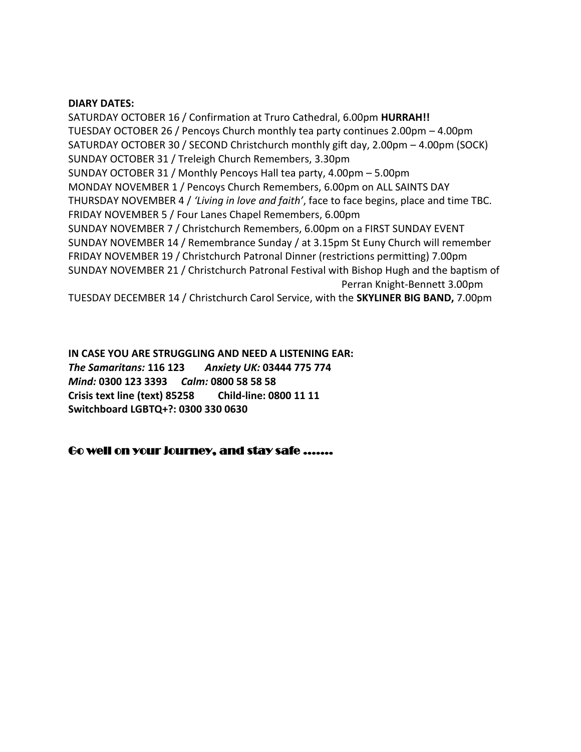**DIARY DATES:**

SATURDAY OCTOBER 16 / Confirmation at Truro Cathedral, 6.00pm **HURRAH!!**
TUESDAY OCTOBER 26 / Pencoys Church monthly tea party continues 2.00pm – 4.00pm
SATURDAY OCTOBER 30 / SECOND Christchurch monthly gift day, 2.00pm – 4.00pm (SOCK)
SUNDAY OCTOBER 31 / Treleigh Church Remembers, 3.30pm
SUNDAY OCTOBER 31 / Monthly Pencoys Hall tea party, 4.00pm – 5.00pm
MONDAY NOVEMBER 1 / Pencoys Church Remembers, 6.00pm on ALL SAINTS DAY
THURSDAY NOVEMBER 4 / *'Living in love and faith'*, face to face begins, place and time TBC.
FRIDAY NOVEMBER 5 / Four Lanes Chapel Remembers, 6.00pm
SUNDAY NOVEMBER 7 / Christchurch Remembers, 6.00pm on a FIRST SUNDAY EVENT
SUNDAY NOVEMBER 14 / Remembrance Sunday / at 3.15pm St Euny Church will remember
FRIDAY NOVEMBER 19 / Christchurch Patronal Dinner (restrictions permitting) 7.00pm
SUNDAY NOVEMBER 21 / Christchurch Patronal Festival with Bishop Hugh and the baptism of Perran Knight-Bennett 3.00pm
TUESDAY DECEMBER 14 / Christchurch Carol Service, with the **SKYLINER BIG BAND,** 7.00pm

**IN CASE YOU ARE STRUGGLING AND NEED A LISTENING EAR:**
***The Samaritans:*** **116 123** ***Anxiety UK:*** **03444 775 774**
***Mind:*** **0300 123 3393** ***Calm:*** **0800 58 58 58**
**Crisis text line (text) 85258** **Child-line: 0800 11 11**
**Switchboard LGBTQ+?: 0300 330 0630**

**Go well on your journey, and stay safe …….**